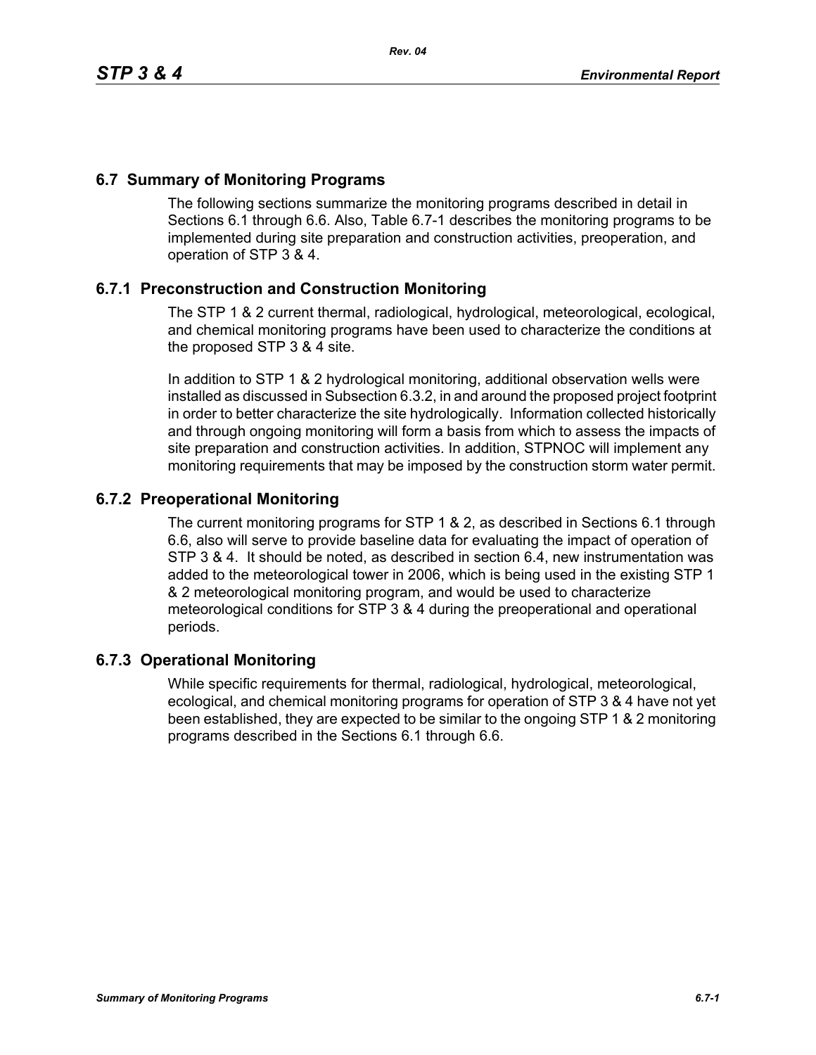## 6.7 Summary of Monitoring Programs

The following sections summarize the monitoring programs described in detail in Sections 6.1 through 6.6. Also, Table 6.7-1 describes the monitoring programs to be implemented during site preparation and construction activities, preoperation, and operation of STP 3 & 4.

### 6.7.1 Preconstruction and Construction Monitoring

The STP 1 & 2 current thermal, radiological, hydrological, meteorological, ecological, and chemical monitoring programs have been used to characterize the conditions at the proposed STP 3 & 4 site.

In addition to STP 1 & 2 hydrological monitoring, additional observation wells were installed as discussed in Subsection 6.3.2, in and around the proposed project footprint in order to better characterize the site hydrologically. Information collected historically and through ongoing monitoring will form a basis from which to assess the impacts of site preparation and construction activities. In addition, STPNOC will implement any monitoring requirements that may be imposed by the construction storm water permit.

### 6.7.2 Preoperational Monitoring

The current monitoring programs for STP 1 & 2, as described in Sections 6.1 through 6.6, also will serve to provide baseline data for evaluating the impact of operation of STP 3 & 4. It should be noted, as described in section 6.4, new instrumentation was added to the meteorological tower in 2006, which is being used in the existing STP 1 & 2 meteorological monitoring program, and would be used to characterize meteorological conditions for STP 3 & 4 during the preoperational and operational periods.

### 6.7.3 Operational Monitoring

While specific requirements for thermal, radiological, hydrological, meteorological, ecological, and chemical monitoring programs for operation of STP 3 & 4 have not yet been established, they are expected to be similar to the ongoing STP 1 & 2 monitoring programs described in the Sections 6.1 through 6.6.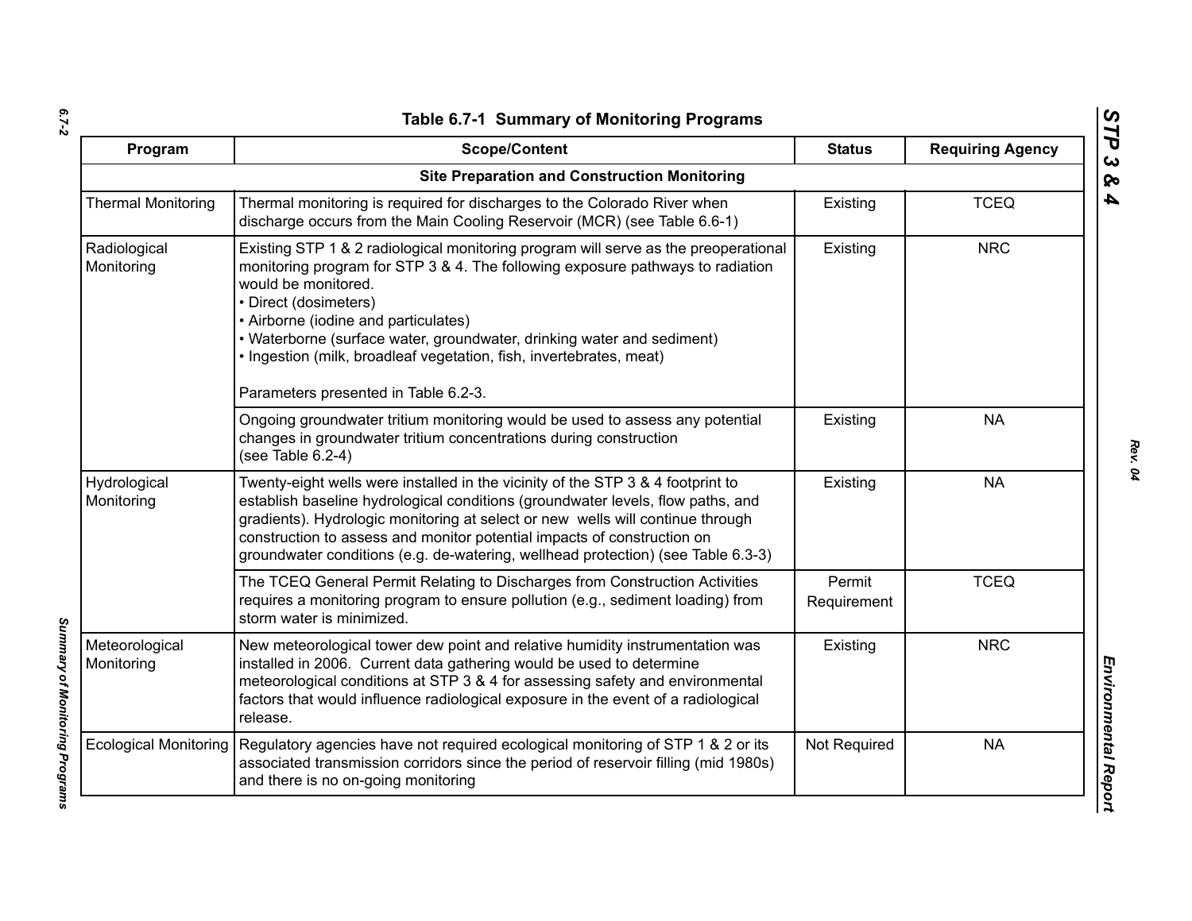**Table 6.7-1 Summary of Monitoring Programs**

| Program | Scope/Content | Status | Requiring Agency |
|---|---|---|---|
| | **Site Preparation and Construction Monitoring** | | |
| Thermal Monitoring | Thermal monitoring is required for discharges to the Colorado River when discharge occurs from the Main Cooling Reservoir (MCR) (see Table 6.6-1) | Existing | TCEQ |
| Radiological Monitoring | Existing STP 1 & 2 radiological monitoring program will serve as the preoperational monitoring program for STP 3 & 4. The following exposure pathways to radiation would be monitored.<br>• Direct (dosimeters)<br>• Airborne (iodine and particulates)<br>• Waterborne (surface water, groundwater, drinking water and sediment)<br>• Ingestion (milk, broadleaf vegetation, fish, invertebrates, meat)<br><br>Parameters presented in Table 6.2-3. | Existing | NRC |
| | Ongoing groundwater tritium monitoring would be used to assess any potential changes in groundwater tritium concentrations during construction (see Table 6.2-4) | Existing | NA |
| Hydrological Monitoring | Twenty-eight wells were installed in the vicinity of the STP 3 & 4 footprint to establish baseline hydrological conditions (groundwater levels, flow paths, and gradients). Hydrologic monitoring at select or new wells will continue through construction to assess and monitor potential impacts of construction on groundwater conditions (e.g. de-watering, wellhead protection) (see Table 6.3-3) | Existing | NA |
| | The TCEQ General Permit Relating to Discharges from Construction Activities requires a monitoring program to ensure pollution (e.g., sediment loading) from storm water is minimized. | Permit Requirement | TCEQ |
| Meteorological Monitoring | New meteorological tower dew point and relative humidity instrumentation was installed in 2006. Current data gathering would be used to determine meteorological conditions at STP 3 & 4 for assessing safety and environmental factors that would influence radiological exposure in the event of a radiological release. | Existing | NRC |
| Ecological Monitoring | Regulatory agencies have not required ecological monitoring of STP 1 & 2 or its associated transmission corridors since the period of reservoir filling (mid 1980s) and there is no on-going monitoring | Not Required | NA |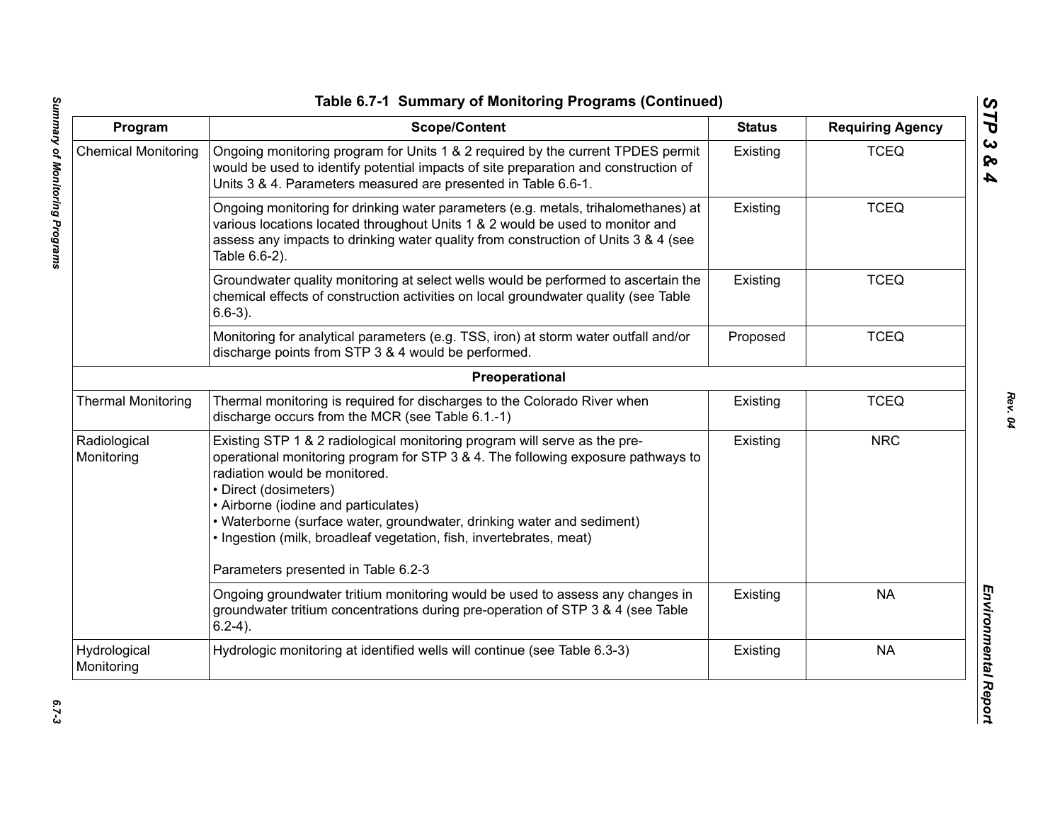## Table 6.7-1 Summary of Monitoring Programs (Continued)

| Program | Scope/Content | Status | Requiring Agency |
|---|---|---|---|
| Chemical Monitoring | Ongoing monitoring program for Units 1 & 2 required by the current TPDES permit would be used to identify potential impacts of site preparation and construction of Units 3 & 4. Parameters measured are presented in Table 6.6-1. | Existing | TCEQ |
| | Ongoing monitoring for drinking water parameters (e.g. metals, trihalomethanes) at various locations located throughout Units 1 & 2 would be used to monitor and assess any impacts to drinking water quality from construction of Units 3 & 4 (see Table 6.6-2). | Existing | TCEQ |
| | Groundwater quality monitoring at select wells would be performed to ascertain the chemical effects of construction activities on local groundwater quality (see Table 6.6-3). | Existing | TCEQ |
| | Monitoring for analytical parameters (e.g. TSS, iron) at storm water outfall and/or discharge points from STP 3 & 4 would be performed. | Proposed | TCEQ |
| | **Preoperational** | | |
| Thermal Monitoring | Thermal monitoring is required for discharges to the Colorado River when discharge occurs from the MCR (see Table 6.1.-1) | Existing | TCEQ |
| Radiological Monitoring | Existing STP 1 & 2 radiological monitoring program will serve as the pre-operational monitoring program for STP 3 & 4. The following exposure pathways to radiation would be monitored.<br>• Direct (dosimeters)<br>• Airborne (iodine and particulates)<br>• Waterborne (surface water, groundwater, drinking water and sediment)<br>• Ingestion (milk, broadleaf vegetation, fish, invertebrates, meat)<br><br>Parameters presented in Table 6.2-3 | Existing | NRC |
| | Ongoing groundwater tritium monitoring would be used to assess any changes in groundwater tritium concentrations during pre-operation of STP 3 & 4 (see Table 6.2-4). | Existing | NA |
| Hydrological Monitoring | Hydrologic monitoring at identified wells will continue (see Table 6.3-3) | Existing | NA |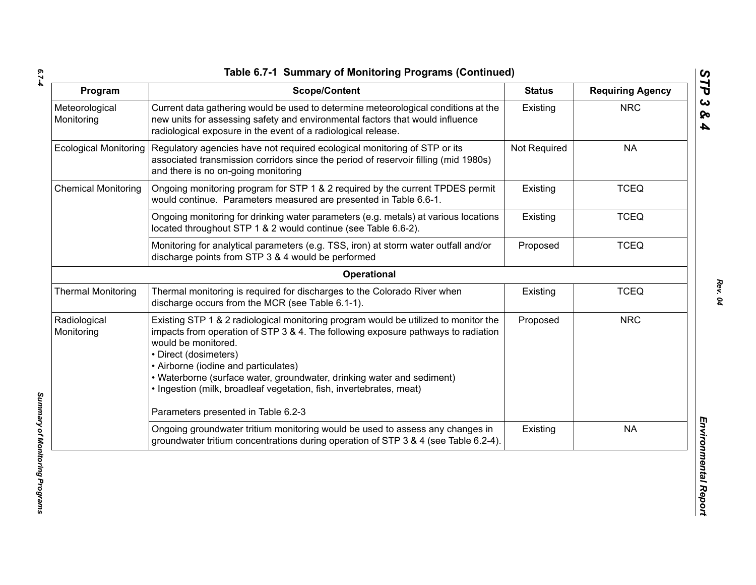**Table 6.7-1 Summary of Monitoring Programs (Continued)**

| Program | Scope/Content | Status | Requiring Agency |
|---|---|---|---|
| Meteorological Monitoring | Current data gathering would be used to determine meteorological conditions at the new units for assessing safety and environmental factors that would influence radiological exposure in the event of a radiological release. | Existing | NRC |
| Ecological Monitoring | Regulatory agencies have not required ecological monitoring of STP or its associated transmission corridors since the period of reservoir filling (mid 1980s) and there is no on-going monitoring | Not Required | NA |
| Chemical Monitoring | Ongoing monitoring program for STP 1 & 2 required by the current TPDES permit would continue. Parameters measured are presented in Table 6.6-1. | Existing | TCEQ |
| | Ongoing monitoring for drinking water parameters (e.g. metals) at various locations located throughout STP 1 & 2 would continue (see Table 6.6-2). | Existing | TCEQ |
| | Monitoring for analytical parameters (e.g. TSS, iron) at storm water outfall and/or discharge points from STP 3 & 4 would be performed | Proposed | TCEQ |
| | **Operational** | | |
| Thermal Monitoring | Thermal monitoring is required for discharges to the Colorado River when discharge occurs from the MCR (see Table 6.1-1). | Existing | TCEQ |
| Radiological Monitoring | Existing STP 1 & 2 radiological monitoring program would be utilized to monitor the impacts from operation of STP 3 & 4. The following exposure pathways to radiation would be monitored.<br>• Direct (dosimeters)<br>• Airborne (iodine and particulates)<br>• Waterborne (surface water, groundwater, drinking water and sediment)<br>• Ingestion (milk, broadleaf vegetation, fish, invertebrates, meat)<br><br>Parameters presented in Table 6.2-3 | Proposed | NRC |
| | Ongoing groundwater tritium monitoring would be used to assess any changes in groundwater tritium concentrations during operation of STP 3 & 4 (see Table 6.2-4). | Existing | NA |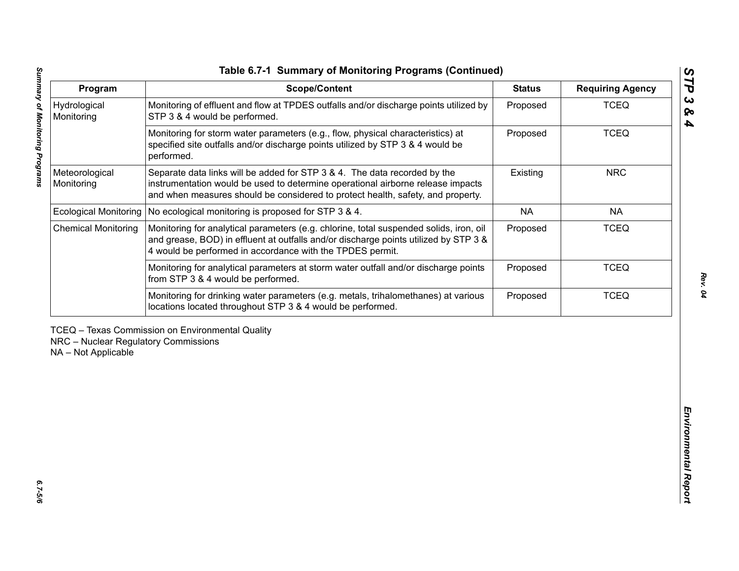# Table 6.7-1 Summary of Monitoring Programs (Continued)

| Program | Scope/Content | Status | Requiring Agency |
|---|---|---|---|
| Hydrological Monitoring | Monitoring of effluent and flow at TPDES outfalls and/or discharge points utilized by STP 3 & 4 would be performed. | Proposed | TCEQ |
| | Monitoring for storm water parameters (e.g., flow, physical characteristics) at specified site outfalls and/or discharge points utilized by STP 3 & 4 would be performed. | Proposed | TCEQ |
| Meteorological Monitoring | Separate data links will be added for STP 3 & 4. The data recorded by the instrumentation would be used to determine operational airborne release impacts and when measures should be considered to protect health, safety, and property. | Existing | NRC |
| Ecological Monitoring | No ecological monitoring is proposed for STP 3 & 4. | NA | NA |
| Chemical Monitoring | Monitoring for analytical parameters (e.g. chlorine, total suspended solids, iron, oil and grease, BOD) in effluent at outfalls and/or discharge points utilized by STP 3 & 4 would be performed in accordance with the TPDES permit. | Proposed | TCEQ |
| | Monitoring for analytical parameters at storm water outfall and/or discharge points from STP 3 & 4 would be performed. | Proposed | TCEQ |
| | Monitoring for drinking water parameters (e.g. metals, trihalomethanes) at various locations located throughout STP 3 & 4 would be performed. | Proposed | TCEQ |

TCEQ – Texas Commission on Environmental Quality
NRC – Nuclear Regulatory Commissions
NA – Not Applicable